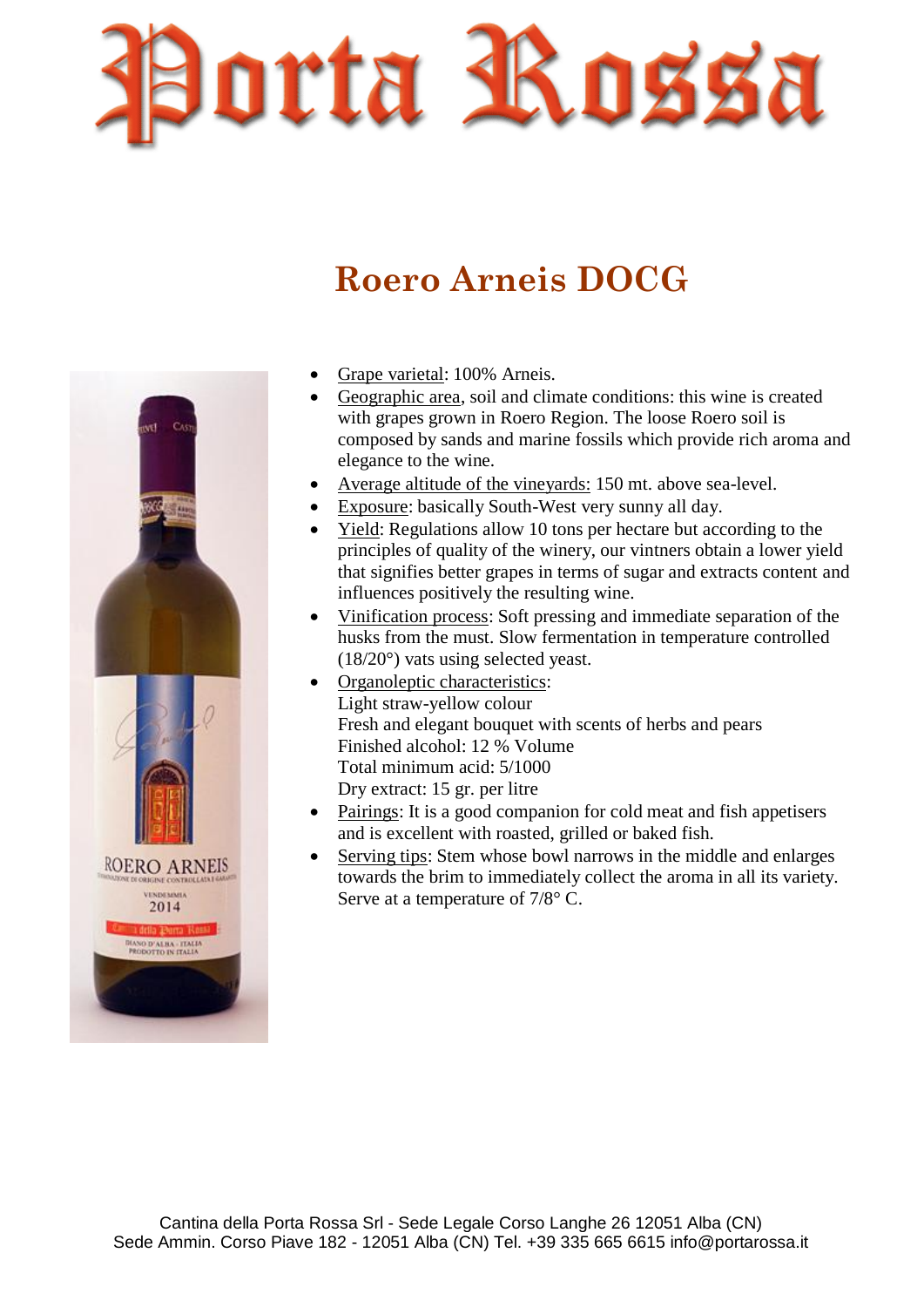# Porta Rossa

## Roero Arneis DOCG

- Grape varietal: 100% Arneis.
- Geographic area, soil and climate conditions: this wine is created with grapes grown in Roero Region. The loose Roero soil is composed by sands and marine fossils which provide rich aroma and elegance to the wine.
- Average altitude of the vineyards: 150 mt. above sea-level.
- Exposure: basically South-West very sunny all day.
- Yield: Regulations allow 10 tons per hectare but according to the principles of quality of the winery, our vintners obtain a lower yield that signifies better grapes in terms of sugar and extracts content and influences positively the resulting wine.
- Vinification process: Soft pressing and immediate separation of the husks from the must. Slow fermentation in temperature controlled (18/20°) vats using selected yeast.
- Organoleptic characteristics:
  Light straw-yellow colour
  Fresh and elegant bouquet with scents of herbs and pears
  Finished alcohol: 12 % Volume
  Total minimum acid: 5/1000
  Dry extract: 15 gr. per litre
- Pairings: It is a good companion for cold meat and fish appetisers and is excellent with roasted, grilled or baked fish.
- Serving tips: Stem whose bowl narrows in the middle and enlarges towards the brim to immediately collect the aroma in all its variety. Serve at a temperature of 7/8° C.

Cantina della Porta Rossa Srl - Sede Legale Corso Langhe 26 12051 Alba (CN)
Sede Ammin. Corso Piave 182 - 12051 Alba (CN) Tel. +39 335 665 6615 info@portarossa.it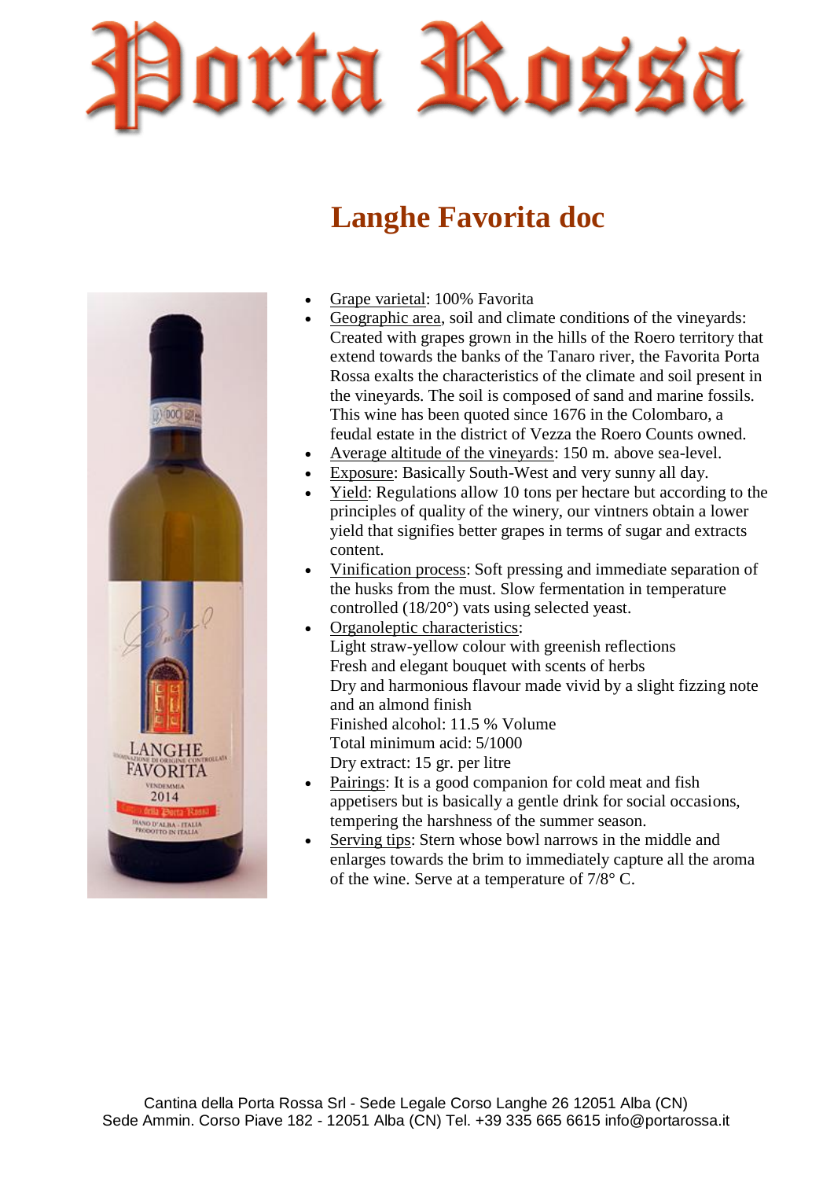# Porta Rossa

## Langhe Favorita doc

- Grape varietal: 100% Favorita
- Geographic area, soil and climate conditions of the vineyards: Created with grapes grown in the hills of the Roero territory that extend towards the banks of the Tanaro river, the Favorita Porta Rossa exalts the characteristics of the climate and soil present in the vineyards. The soil is composed of sand and marine fossils. This wine has been quoted since 1676 in the Colombaro, a feudal estate in the district of Vezza the Roero Counts owned.
- Average altitude of the vineyards: 150 m. above sea-level.
- Exposure: Basically South-West and very sunny all day.
- Yield: Regulations allow 10 tons per hectare but according to the principles of quality of the winery, our vintners obtain a lower yield that signifies better grapes in terms of sugar and extracts content.
- Vinification process: Soft pressing and immediate separation of the husks from the must. Slow fermentation in temperature controlled (18/20°) vats using selected yeast.
- Organoleptic characteristics:
  Light straw-yellow colour with greenish reflections
  Fresh and elegant bouquet with scents of herbs
  Dry and harmonious flavour made vivid by a slight fizzing note and an almond finish
  Finished alcohol: 11.5 % Volume
  Total minimum acid: 5/1000
  Dry extract: 15 gr. per litre
- Pairings: It is a good companion for cold meat and fish appetisers but is basically a gentle drink for social occasions, tempering the harshness of the summer season.
- Serving tips: Stern whose bowl narrows in the middle and enlarges towards the brim to immediately capture all the aroma of the wine. Serve at a temperature of 7/8° C.

Cantina della Porta Rossa Srl - Sede Legale Corso Langhe 26 12051 Alba (CN)
Sede Ammin. Corso Piave 182 - 12051 Alba (CN) Tel. +39 335 665 6615 info@portarossa.it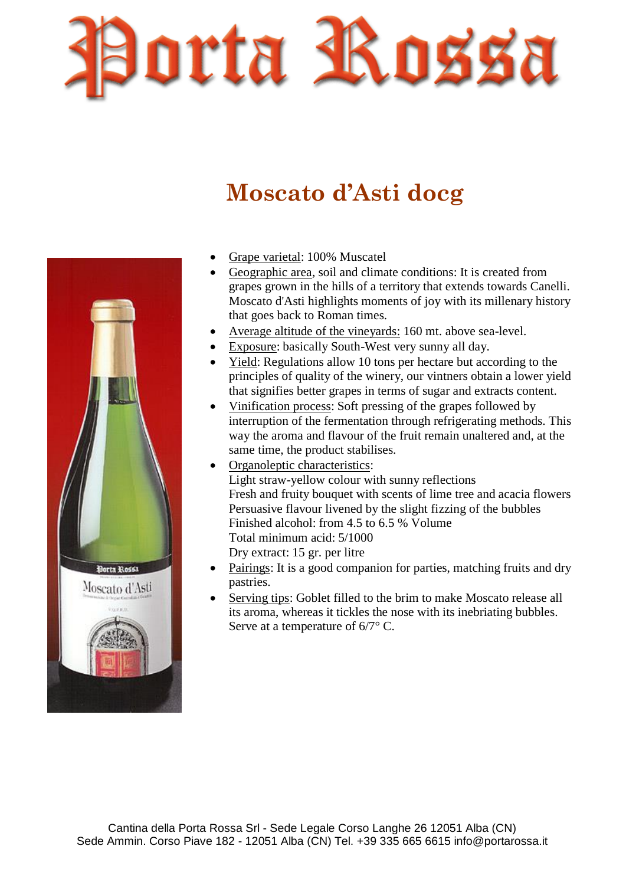# Porta Rossa

## Moscato d’Asti docg

- Grape varietal: 100% Muscatel
- Geographic area, soil and climate conditions: It is created from grapes grown in the hills of a territory that extends towards Canelli. Moscato d'Asti highlights moments of joy with its millenary history that goes back to Roman times.
- Average altitude of the vineyards: 160 mt. above sea-level.
- Exposure: basically South-West very sunny all day.
- Yield: Regulations allow 10 tons per hectare but according to the principles of quality of the winery, our vintners obtain a lower yield that signifies better grapes in terms of sugar and extracts content.
- Vinification process: Soft pressing of the grapes followed by interruption of the fermentation through refrigerating methods. This way the aroma and flavour of the fruit remain unaltered and, at the same time, the product stabilises.
- Organoleptic characteristics:
  Light straw-yellow colour with sunny reflections
  Fresh and fruity bouquet with scents of lime tree and acacia flowers
  Persuasive flavour livened by the slight fizzing of the bubbles
  Finished alcohol: from 4.5 to 6.5 % Volume
  Total minimum acid: 5/1000
  Dry extract: 15 gr. per litre
- Pairings: It is a good companion for parties, matching fruits and dry pastries.
- Serving tips: Goblet filled to the brim to make Moscato release all its aroma, whereas it tickles the nose with its inebriating bubbles. Serve at a temperature of 6/7° C.

Cantina della Porta Rossa Srl - Sede Legale Corso Langhe 26 12051 Alba (CN)
Sede Ammin. Corso Piave 182 - 12051 Alba (CN) Tel. +39 335 665 6615 info@portarossa.it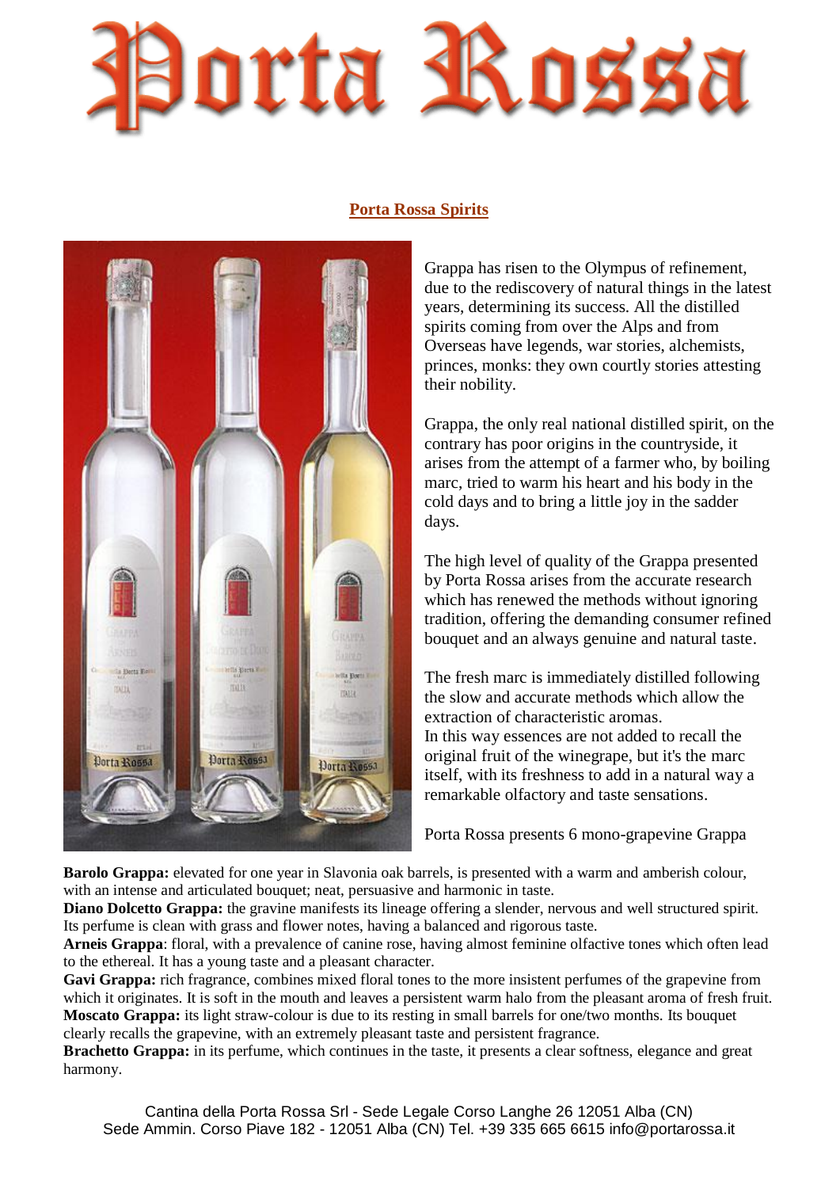# Porta Rossa

## Porta Rossa Spirits

Grappa has risen to the Olympus of refinement, due to the rediscovery of natural things in the latest years, determining its success. All the distilled spirits coming from over the Alps and from Overseas have legends, war stories, alchemists, princes, monks: they own courtly stories attesting their nobility.

Grappa, the only real national distilled spirit, on the contrary has poor origins in the countryside, it arises from the attempt of a farmer who, by boiling marc, tried to warm his heart and his body in the cold days and to bring a little joy in the sadder days.

The high level of quality of the Grappa presented by Porta Rossa arises from the accurate research which has renewed the methods without ignoring tradition, offering the demanding consumer refined bouquet and an always genuine and natural taste.

The fresh marc is immediately distilled following the slow and accurate methods which allow the extraction of characteristic aromas.
In this way essences are not added to recall the original fruit of the winegrape, but it's the marc itself, with its freshness to add in a natural way a remarkable olfactory and taste sensations.

Porta Rossa presents 6 mono-grapevine Grappa

**Barolo Grappa:** elevated for one year in Slavonia oak barrels, is presented with a warm and amberish colour, with an intense and articulated bouquet; neat, persuasive and harmonic in taste.
**Diano Dolcetto Grappa:** the gravine manifests its lineage offering a slender, nervous and well structured spirit. Its perfume is clean with grass and flower notes, having a balanced and rigorous taste.
**Arneis Grappa**: floral, with a prevalence of canine rose, having almost feminine olfactive tones which often lead to the ethereal. It has a young taste and a pleasant character.
**Gavi Grappa:** rich fragrance, combines mixed floral tones to the more insistent perfumes of the grapevine from which it originates. It is soft in the mouth and leaves a persistent warm halo from the pleasant aroma of fresh fruit.
**Moscato Grappa:** its light straw-colour is due to its resting in small barrels for one/two months. Its bouquet clearly recalls the grapevine, with an extremely pleasant taste and persistent fragrance.
**Brachetto Grappa:** in its perfume, which continues in the taste, it presents a clear softness, elegance and great harmony.

Cantina della Porta Rossa Srl - Sede Legale Corso Langhe 26 12051 Alba (CN)
Sede Ammin. Corso Piave 182 - 12051 Alba (CN) Tel. +39 335 665 6615 info@portarossa.it